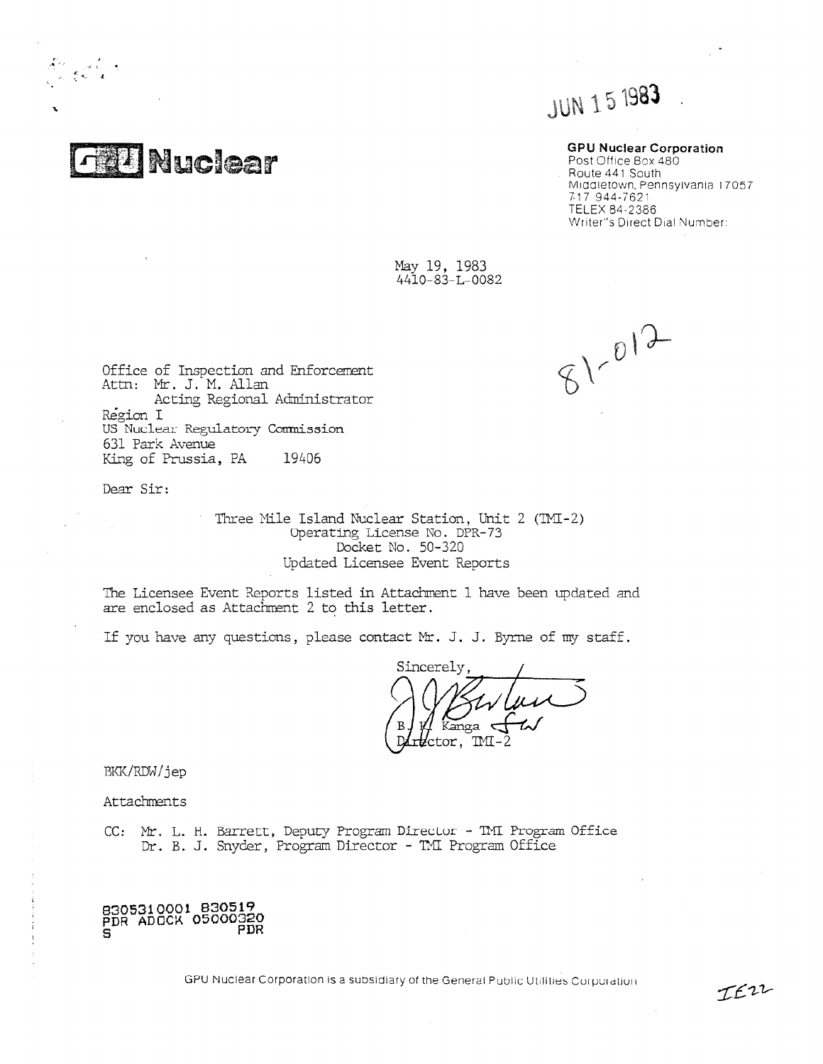JUN 15 1983

**GPU Nuclear**

**GPU Nuclear Corporation**
Post Office Box 480
Route 441 South
Middletown, Pennsylvania 17057
717 944-7621
TELEX 84-2386
Writer's Direct Dial Number:

May 19, 1983
4410-83-L-0082

81-012

Office of Inspection and Enforcement
Attn: Mr. J. M. Allan
Acting Regional Administrator
Region I
US Nuclear Regulatory Commission
631 Park Avenue
King of Prussia, PA 19406

Dear Sir:

Three Mile Island Nuclear Station, Unit 2 (TMI-2)
Operating License No. DPR-73
Docket No. 50-320
Updated Licensee Event Reports

The Licensee Event Reports listed in Attachment 1 have been updated and are enclosed as Attachment 2 to this letter.

If you have any questions, please contact Mr. J. J. Byrne of my staff.

Sincerely,

B. K. Kanga
Director, TMI-2

BKK/RDW/jep

Attachments

CC: Mr. L. H. Barrett, Deputy Program Director - TMI Program Office
Dr. B. J. Snyder, Program Director - TMI Program Office

8305310001 830519
PDR ADOCK 05000320
S PDR

GPU Nuclear Corporation is a subsidiary of the General Public Utilities Corporation

IE22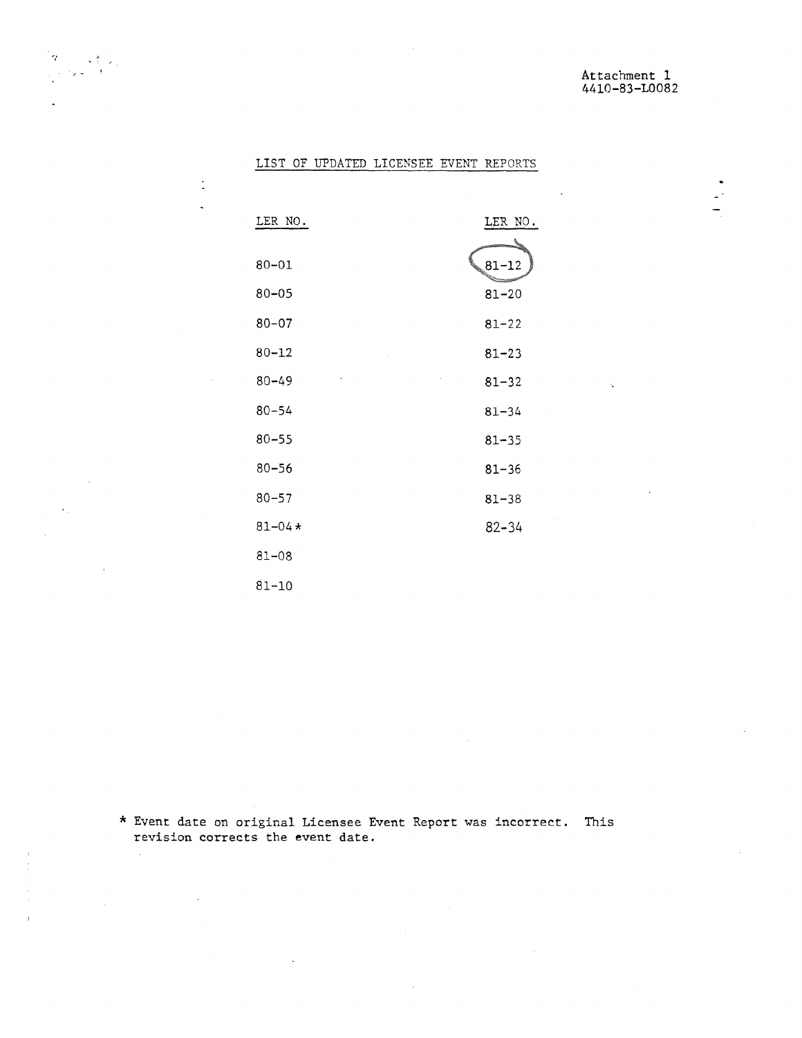Attachment 1
4410-83-L0082

## LIST OF UPDATED LICENSEE EVENT REPORTS

| LER NO. | LER NO. |
|---|---|
| 80-01 | 81-12 |
| 80-05 | 81-20 |
| 80-07 | 81-22 |
| 80-12 | 81-23 |
| 80-49 | 81-32 |
| 80-54 | 81-34 |
| 80-55 | 81-35 |
| 80-56 | 81-36 |
| 80-57 | 81-38 |
| 81-04* | 82-34 |
| 81-08 | |
| 81-10 | |

\* Event date on original Licensee Event Report was incorrect. This revision corrects the event date.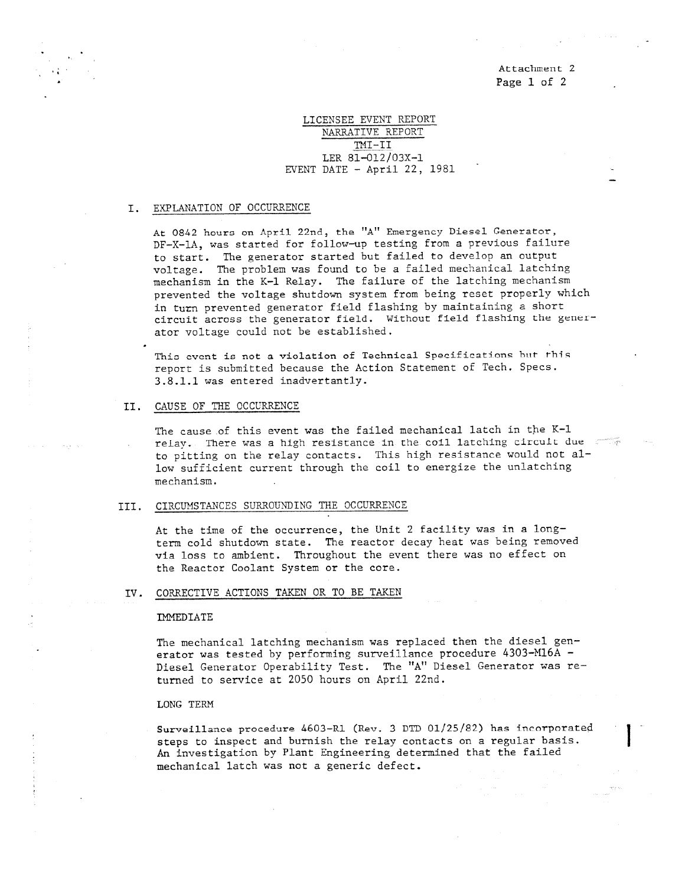Attachment 2

LICENSEE EVENT REPORT
NARRATIVE REPORT
TMI-II
LER 81-012/03X-1
EVENT DATE - April 22, 1981

## I. EXPLANATION OF OCCURRENCE

At 0842 hours on April 22nd, the "A" Emergency Diesel Generator, DF-X-1A, was started for follow-up testing from a previous failure to start. The generator started but failed to develop an output voltage. The problem was found to be a failed mechanical latching mechanism in the K-1 Relay. The failure of the latching mechanism prevented the voltage shutdown system from being reset properly which in turn prevented generator field flashing by maintaining a short circuit across the generator field. Without field flashing the generator voltage could not be established.

This event is not a violation of Technical Specifications but this report is submitted because the Action Statement of Tech. Specs. 3.8.1.1 was entered inadvertantly.

## II. CAUSE OF THE OCCURRENCE

The cause of this event was the failed mechanical latch in the K-1 relay. There was a high resistance in the coil latching circuit due to pitting on the relay contacts. This high resistance would not allow sufficient current through the coil to energize the unlatching mechanism.

## III. CIRCUMSTANCES SURROUNDING THE OCCURRENCE

At the time of the occurrence, the Unit 2 facility was in a long-term cold shutdown state. The reactor decay heat was being removed via loss to ambient. Throughout the event there was no effect on the Reactor Coolant System or the core.

## IV. CORRECTIVE ACTIONS TAKEN OR TO BE TAKEN

IMMEDIATE

The mechanical latching mechanism was replaced then the diesel generator was tested by performing surveillance procedure 4303-M16A - Diesel Generator Operability Test. The "A" Diesel Generator was returned to service at 2050 hours on April 22nd.

LONG TERM

Surveillance procedure 4603-R1 (Rev. 3 DTD 01/25/82) has incorporated steps to inspect and burnish the relay contacts on a regular basis. An investigation by Plant Engineering determined that the failed mechanical latch was not a generic defect.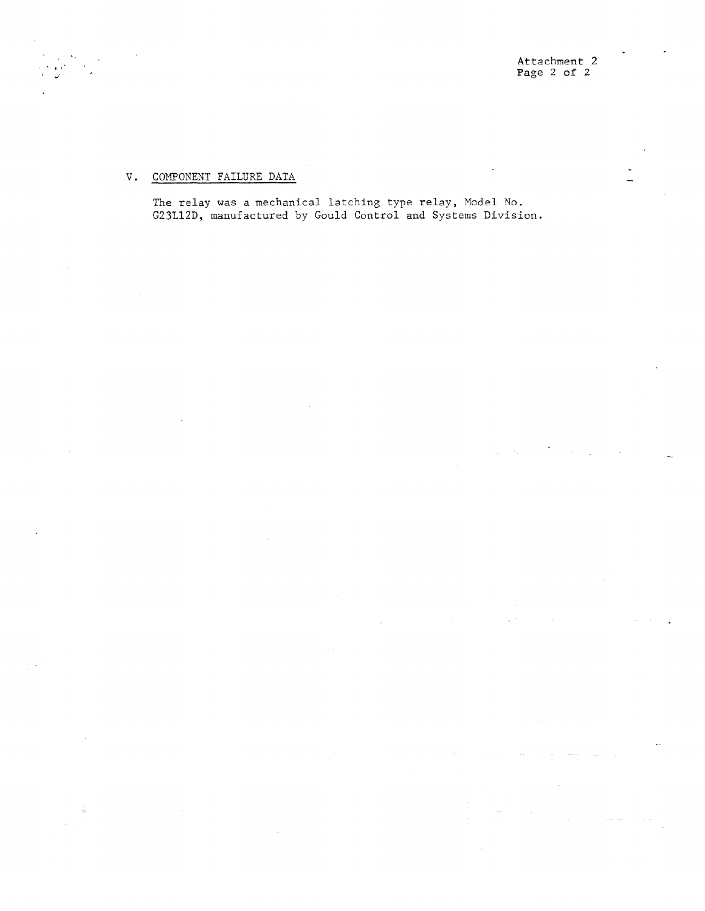## V. COMPONENT FAILURE DATA

The relay was a mechanical latching type relay, Model No. G23L12D, manufactured by Gould Control and Systems Division.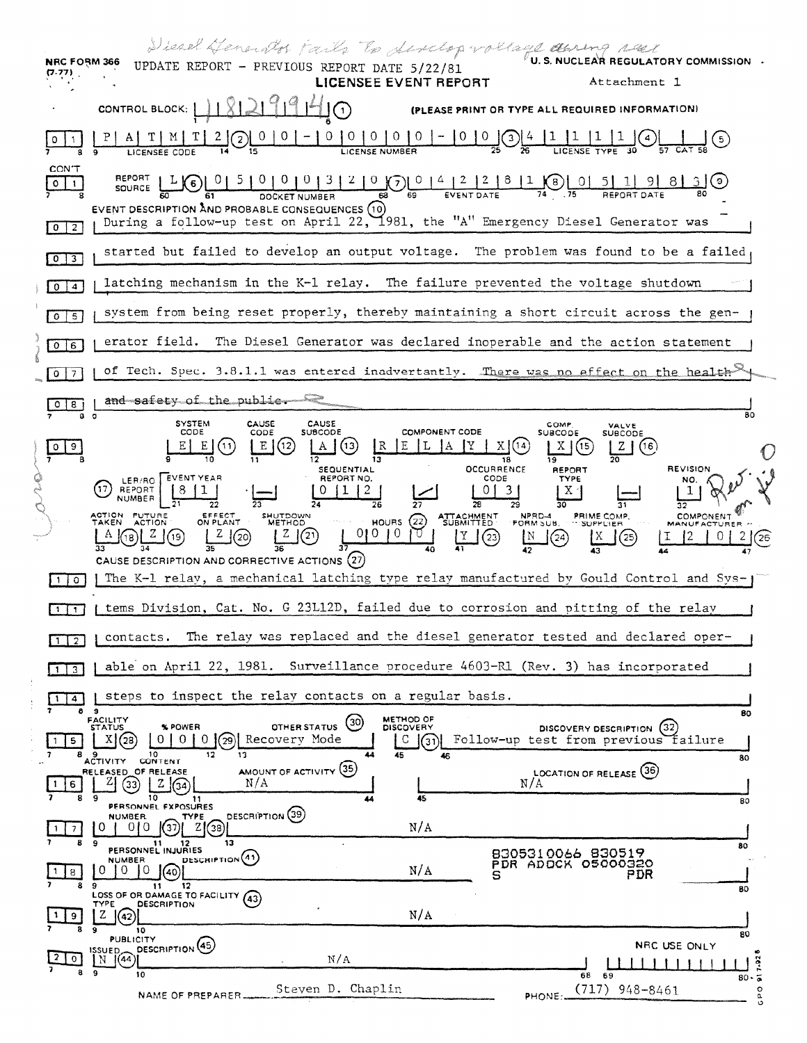Diesel Generator fails to develop voltage during test

NRC FORM 366 (7-77)

UPDATE REPORT - PREVIOUS REPORT DATE 5/22/81

U. S. NUCLEAR REGULATORY COMMISSION

**LICENSEE EVENT REPORT**

Attachment 1

CONTROL BLOCK: 1 1 8 2 9 9 4 (1) (PLEASE PRINT OR TYPE ALL REQUIRED INFORMATION)

0 1 | P A T M T 2 (2) | 0 0 - 0 0 0 0 0 - 0 0 (3) | 4 1 1 1 1 (4) | (5)

LICENSEE CODE | LICENSE NUMBER | LICENSE TYPE | CAT

CON'T 0 1 | REPORT SOURCE L (6) | 0 5 0 0 0 3 2 0 (7) | 0 4 2 2 8 1 (8) | 0 5 1 9 8 3 (9)

DOCKET NUMBER | EVENT DATE | REPORT DATE

EVENT DESCRIPTION AND PROBABLE CONSEQUENCES (10)

During a follow-up test on April 22, 1981, the "A" Emergency Diesel Generator was started but failed to develop an output voltage. The problem was found to be a failed latching mechanism in the K-1 relay. The failure prevented the voltage shutdown system from being reset properly, thereby maintaining a short circuit across the generator field. The Diesel Generator was declared inoperable and the action statement of Tech. Spec. 3.8.1.1 was entered inadvertantly. ~~There was no effect on the health and safety of the public.~~

| SYSTEM CODE | CAUSE CODE | CAUSE SUBCODE | COMPONENT CODE | COMP. SUBCODE | VALVE SUBCODE |
|---|---|---|---|---|---|
| E E (11) | E (12) | A (13) | R E L A Y X (14) | X (15) | Z (16) |

| LER/RO REPORT NUMBER (17) | EVENT YEAR | | SEQUENTIAL REPORT NO. | | OCCURRENCE CODE | REPORT TYPE | | REVISION NO. |
|---|---|---|---|---|---|---|---|---|
| | 8 1 | - | 0 1 2 | / | 0 3 | X | - | 1 |

Rev. 0 on file

| ACTION TAKEN | FUTURE ACTION | EFFECT ON PLANT | SHUTDOWN METHOD | HOURS (22) | ATTACHMENT SUBMITTED | NPRD-4 FORM SUB. | PRIME COMP. SUPPLIER | COMPONENT MANUFACTURER |
|---|---|---|---|---|---|---|---|---|
| A (18) | Z (19) | Z (20) | Z (21) | 0 0 0 0 | Y (23) | N (24) | X (25) | I 2 0 2 (26) |

CAUSE DESCRIPTION AND CORRECTIVE ACTIONS (27)

The K-1 relay, a mechanical latching type relay manufactured by Gould Control and Systems Division, Cat. No. G 23L12D, failed due to corrosion and pitting of the relay contacts. The relay was replaced and the diesel generator tested and declared operable on April 22, 1981. Surveillance procedure 4603-R1 (Rev. 3) has incorporated steps to inspect the relay contacts on a regular basis.

| FACILITY STATUS | % POWER | OTHER STATUS (30) | METHOD OF DISCOVERY | DISCOVERY DESCRIPTION (32) |
|---|---|---|---|---|
| X (28) | 0 0 0 (29) | Recovery Mode | C (31) | Follow-up test from previous failure |

| ACTIVITY RELEASED OF RELEASE | CONTENT | AMOUNT OF ACTIVITY (35) | LOCATION OF RELEASE (36) |
|---|---|---|---|
| Z (33) | Z (34) | N/A | N/A |

PERSONNEL EXPOSURES

| NUMBER | TYPE | DESCRIPTION (39) |
|---|---|---|
| 0 0 0 (37) | Z (38) | N/A |

PERSONNEL INJURIES

| NUMBER | DESCRIPTION (41) |
|---|---|
| 0 0 0 (40) | N/A |

8305310066 830519
PDR ADOCK 05000320
S PDR

LOSS OF OR DAMAGE TO FACILITY (43)

| TYPE | DESCRIPTION |
|---|---|
| Z (42) | N/A |

PUBLICITY

| ISSUED | DESCRIPTION (45) |
|---|---|
| N (44) | N/A |

NRC USE ONLY

NAME OF PREPARER Steven D. Chaplin PHONE: (717) 948-8461